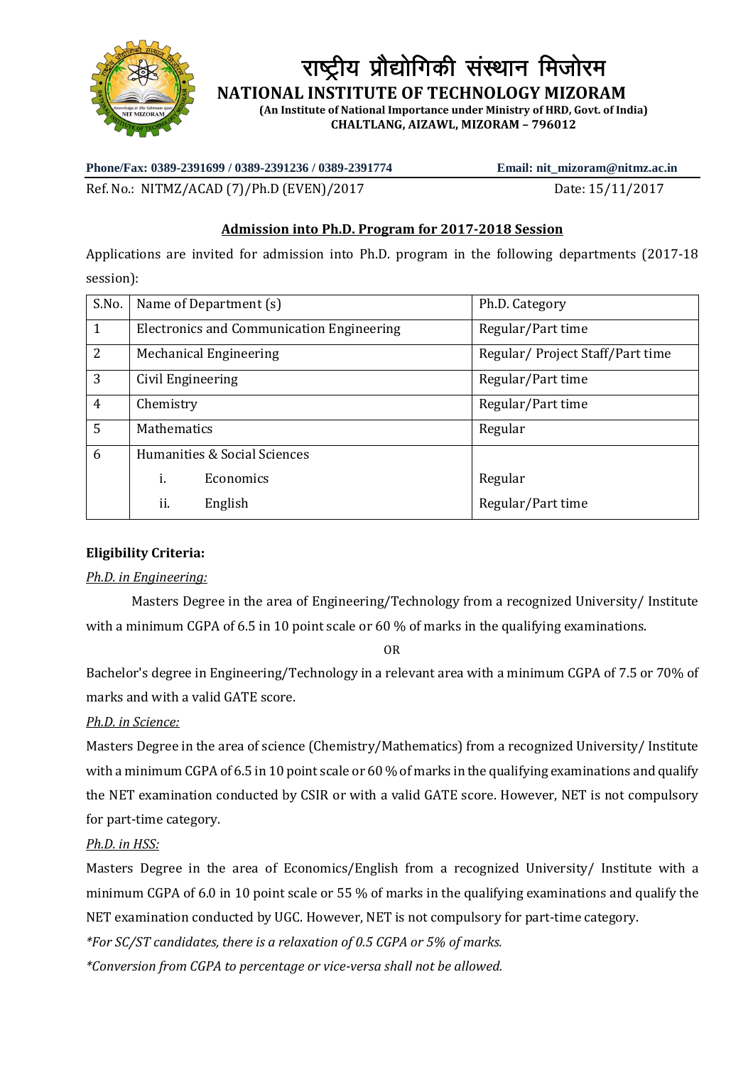# राष्ट्रीय प्रौद्योगिकी संस्थान मिजोरम

## NATIONAL INSTITUTE OF TECHNOLOGY MIZORAM

**(An Institute of National Importance under Ministry of HRD, Govt. of India)**
**CHALTLANG, AIZAWL, MIZORAM – 796012**

**Phone/Fax: 0389-2391699 / 0389-2391236 / 0389-2391774** **Email: nit_mizoram@nitmz.ac.in**

Ref. No.: NITMZ/ACAD (7)/Ph.D (EVEN)/2017 Date: 15/11/2017

### Admission into Ph.D. Program for 2017-2018 Session

Applications are invited for admission into Ph.D. program in the following departments (2017-18 session):

| S.No. | Name of Department (s) | Ph.D. Category |
|---|---|---|
| 1 | Electronics and Communication Engineering | Regular/Part time |
| 2 | Mechanical Engineering | Regular/ Project Staff/Part time |
| 3 | Civil Engineering | Regular/Part time |
| 4 | Chemistry | Regular/Part time |
| 5 | Mathematics | Regular |
| 6 | Humanities & Social Sciences | |
| | i. Economics | Regular |
| | ii. English | Regular/Part time |

**Eligibility Criteria:**

*Ph.D. in Engineering:*

Masters Degree in the area of Engineering/Technology from a recognized University/ Institute with a minimum CGPA of 6.5 in 10 point scale or 60 % of marks in the qualifying examinations.

OR

Bachelor's degree in Engineering/Technology in a relevant area with a minimum CGPA of 7.5 or 70% of marks and with a valid GATE score.

*Ph.D. in Science:*

Masters Degree in the area of science (Chemistry/Mathematics) from a recognized University/ Institute with a minimum CGPA of 6.5 in 10 point scale or 60 % of marks in the qualifying examinations and qualify the NET examination conducted by CSIR or with a valid GATE score. However, NET is not compulsory for part-time category.

*Ph.D. in HSS:*

Masters Degree in the area of Economics/English from a recognized University/ Institute with a minimum CGPA of 6.0 in 10 point scale or 55 % of marks in the qualifying examinations and qualify the NET examination conducted by UGC. However, NET is not compulsory for part-time category.

*\*For SC/ST candidates, there is a relaxation of 0.5 CGPA or 5% of marks.*

*\*Conversion from CGPA to percentage or vice-versa shall not be allowed.*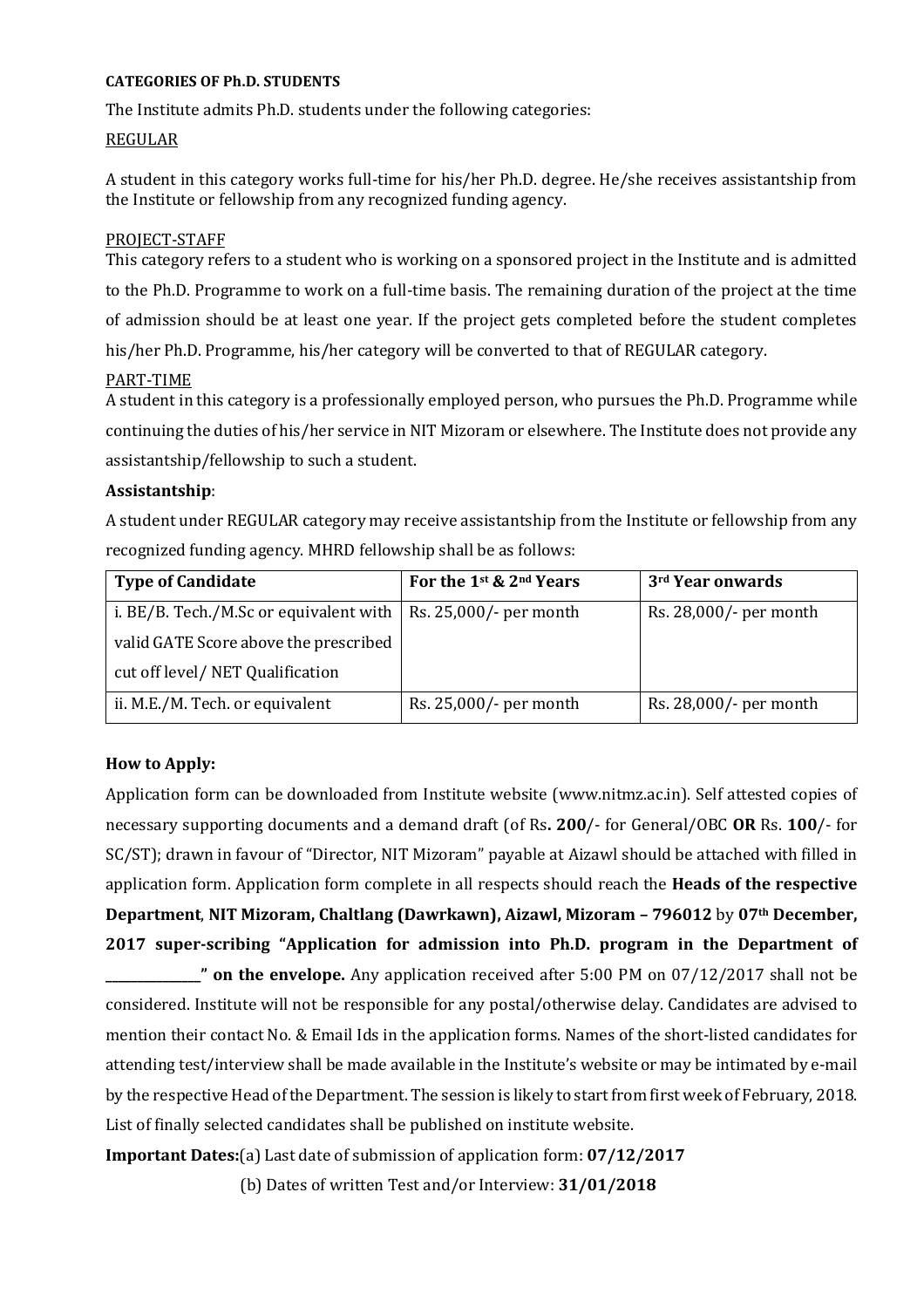**CATEGORIES OF Ph.D. STUDENTS**

The Institute admits Ph.D. students under the following categories:

REGULAR

A student in this category works full-time for his/her Ph.D. degree. He/she receives assistantship from the Institute or fellowship from any recognized funding agency.

PROJECT-STAFF

This category refers to a student who is working on a sponsored project in the Institute and is admitted to the Ph.D. Programme to work on a full-time basis. The remaining duration of the project at the time of admission should be at least one year. If the project gets completed before the student completes his/her Ph.D. Programme, his/her category will be converted to that of REGULAR category.

PART-TIME

A student in this category is a professionally employed person, who pursues the Ph.D. Programme while continuing the duties of his/her service in NIT Mizoram or elsewhere. The Institute does not provide any assistantship/fellowship to such a student.

**Assistantship**:

A student under REGULAR category may receive assistantship from the Institute or fellowship from any recognized funding agency. MHRD fellowship shall be as follows:

| Type of Candidate | For the 1st & 2nd Years | 3rd Year onwards |
|---|---|---|
| i. BE/B. Tech./M.Sc or equivalent with valid GATE Score above the prescribed cut off level/ NET Qualification | Rs. 25,000/- per month | Rs. 28,000/- per month |
| ii. M.E./M. Tech. or equivalent | Rs. 25,000/- per month | Rs. 28,000/- per month |

**How to Apply:**

Application form can be downloaded from Institute website (www.nitmz.ac.in). Self attested copies of necessary supporting documents and a demand draft (of Rs**. 200**/- for General/OBC **OR** Rs. **100**/- for SC/ST); drawn in favour of "Director, NIT Mizoram" payable at Aizawl should be attached with filled in application form. Application form complete in all respects should reach the **Heads of the respective Department**, **NIT Mizoram, Chaltlang (Dawrkawn), Aizawl, Mizoram – 796012** by **07th December, 2017 super-scribing "Application for admission into Ph.D. program in the Department of \_\_\_\_\_\_\_\_\_\_\_\_\_\_" on the envelope.** Any application received after 5:00 PM on 07/12/2017 shall not be considered. Institute will not be responsible for any postal/otherwise delay. Candidates are advised to mention their contact No. & Email Ids in the application forms. Names of the short-listed candidates for attending test/interview shall be made available in the Institute's website or may be intimated by e-mail by the respective Head of the Department. The session is likely to start from first week of February, 2018. List of finally selected candidates shall be published on institute website.

**Important Dates:**(a) Last date of submission of application form: **07/12/2017**

(b) Dates of written Test and/or Interview: **31/01/2018**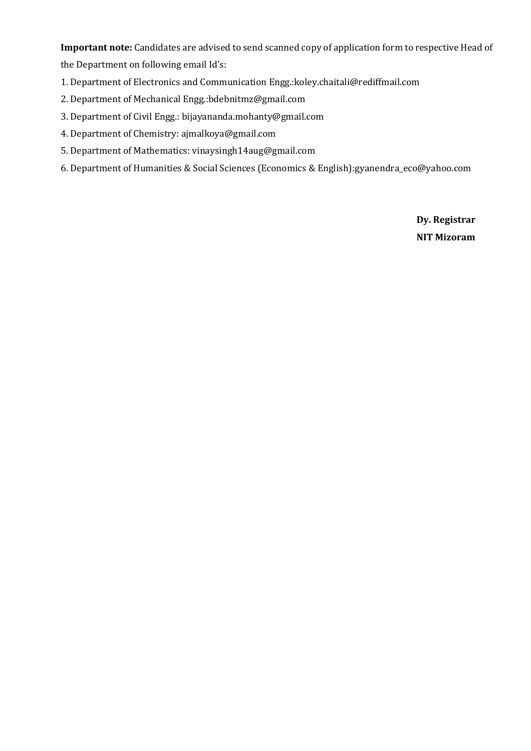**Important note:** Candidates are advised to send scanned copy of application form to respective Head of the Department on following email Id's:

1. Department of Electronics and Communication Engg.:koley.chaitali@rediffmail.com
2. Department of Mechanical Engg.:bdebnitmz@gmail.com
3. Department of Civil Engg.: bijayananda.mohanty@gmail.com
4. Department of Chemistry: ajmalkoya@gmail.com
5. Department of Mathematics: vinaysingh14aug@gmail.com
6. Department of Humanities & Social Sciences (Economics & English):gyanendra_eco@yahoo.com

**Dy. Registrar**
**NIT Mizoram**